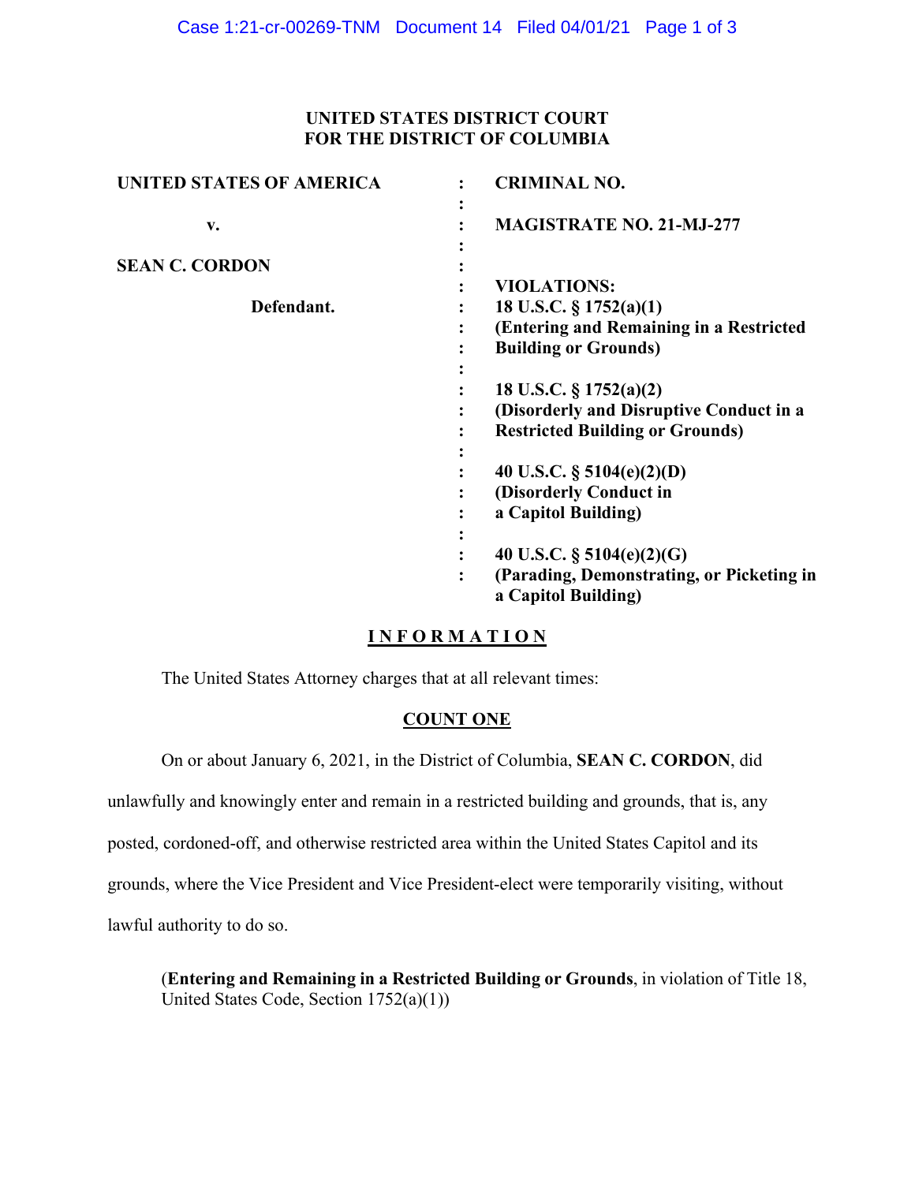**UNITED STATES DISTRICT COURT**
**FOR THE DISTRICT OF COLUMBIA**

| | | |
|---|---|---|
| **UNITED STATES OF AMERICA** | : | **CRIMINAL NO.** |
| | : | |
| **v.** | : | **MAGISTRATE NO. 21-MJ-277** |
| | : | |
| **SEAN C. CORDON** | : | |
| | : | **VIOLATIONS:** |
| **Defendant.** | : | **18 U.S.C. § 1752(a)(1)** |
| | : | **(Entering and Remaining in a Restricted Building or Grounds)** |
| | : | |
| | : | **18 U.S.C. § 1752(a)(2)** |
| | : | **(Disorderly and Disruptive Conduct in a Restricted Building or Grounds)** |
| | : | |
| | : | **40 U.S.C. § 5104(e)(2)(D)** |
| | : | **(Disorderly Conduct in a Capitol Building)** |
| | : | |
| | : | **40 U.S.C. § 5104(e)(2)(G)** |
| | : | **(Parading, Demonstrating, or Picketing in a Capitol Building)** |

# INFORMATION

The United States Attorney charges that at all relevant times:

## COUNT ONE

On or about January 6, 2021, in the District of Columbia, **SEAN C. CORDON**, did unlawfully and knowingly enter and remain in a restricted building and grounds, that is, any posted, cordoned-off, and otherwise restricted area within the United States Capitol and its grounds, where the Vice President and Vice President-elect were temporarily visiting, without lawful authority to do so.

(**Entering and Remaining in a Restricted Building or Grounds**, in violation of Title 18, United States Code, Section 1752(a)(1))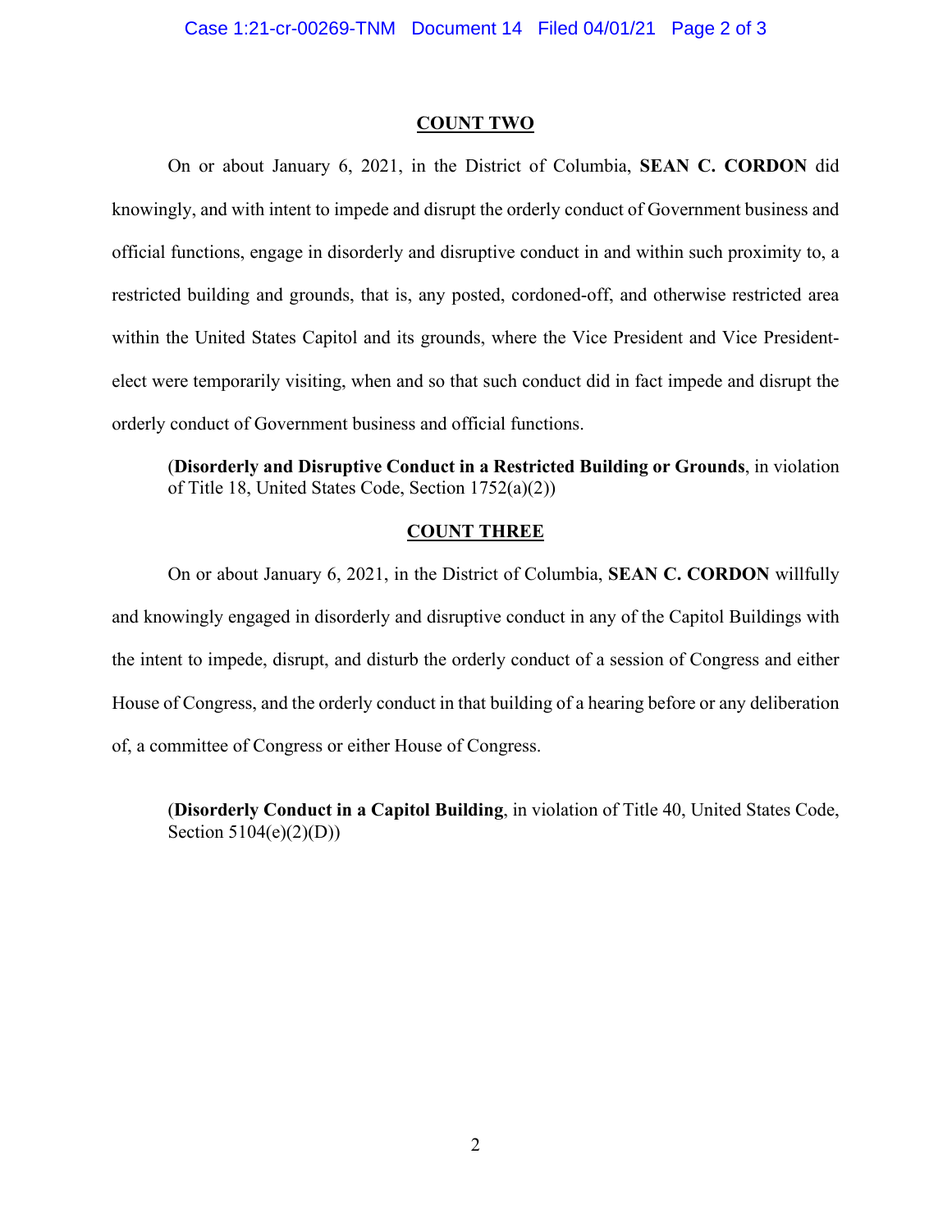## COUNT TWO

On or about January 6, 2021, in the District of Columbia, **SEAN C. CORDON** did knowingly, and with intent to impede and disrupt the orderly conduct of Government business and official functions, engage in disorderly and disruptive conduct in and within such proximity to, a restricted building and grounds, that is, any posted, cordoned-off, and otherwise restricted area within the United States Capitol and its grounds, where the Vice President and Vice President-elect were temporarily visiting, when and so that such conduct did in fact impede and disrupt the orderly conduct of Government business and official functions.

(**Disorderly and Disruptive Conduct in a Restricted Building or Grounds**, in violation of Title 18, United States Code, Section 1752(a)(2))

## COUNT THREE

On or about January 6, 2021, in the District of Columbia, **SEAN C. CORDON** willfully and knowingly engaged in disorderly and disruptive conduct in any of the Capitol Buildings with the intent to impede, disrupt, and disturb the orderly conduct of a session of Congress and either House of Congress, and the orderly conduct in that building of a hearing before or any deliberation of, a committee of Congress or either House of Congress.

(**Disorderly Conduct in a Capitol Building**, in violation of Title 40, United States Code, Section 5104(e)(2)(D))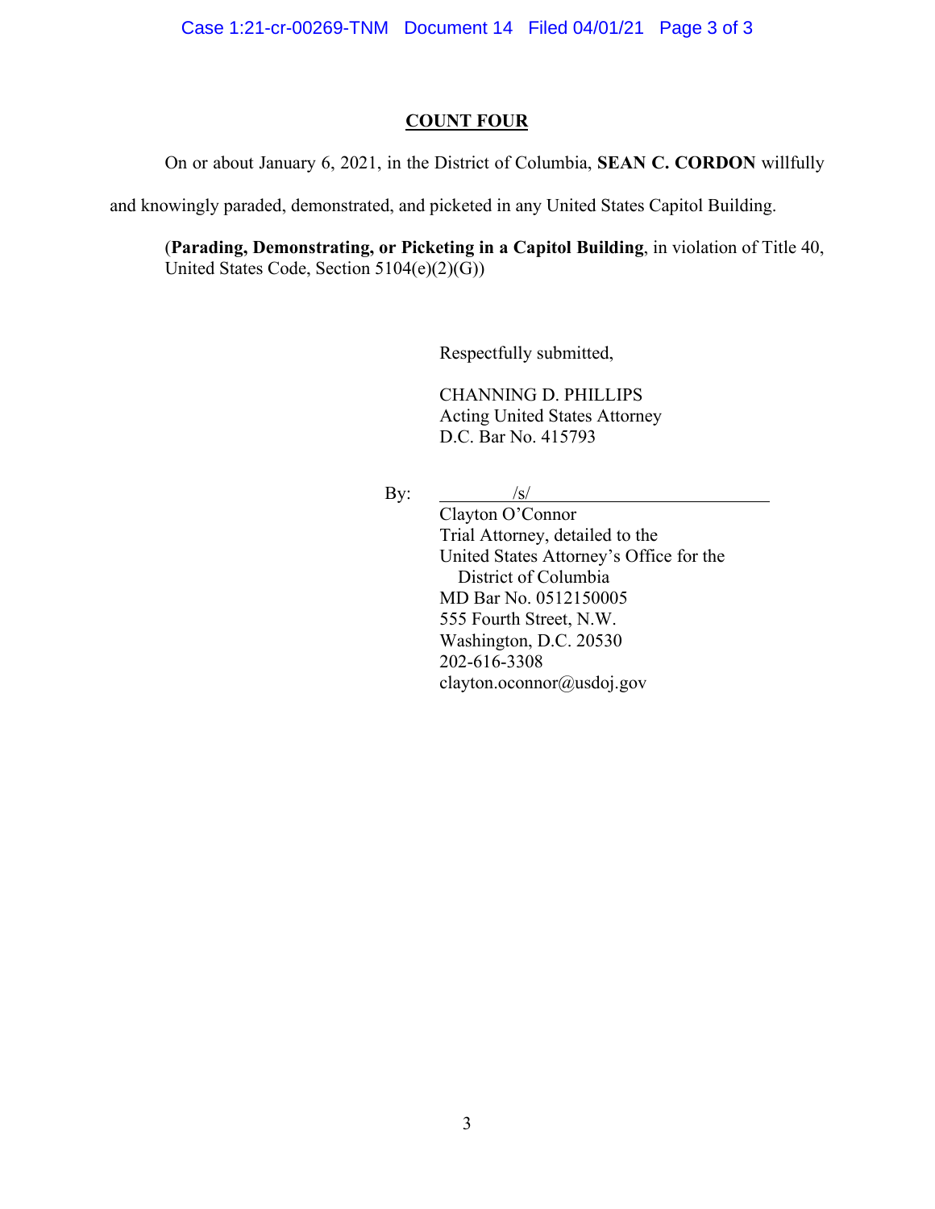## COUNT FOUR

On or about January 6, 2021, in the District of Columbia, **SEAN C. CORDON** willfully and knowingly paraded, demonstrated, and picketed in any United States Capitol Building.

(**Parading, Demonstrating, or Picketing in a Capitol Building**, in violation of Title 40, United States Code, Section 5104(e)(2)(G))

Respectfully submitted,

CHANNING D. PHILLIPS
Acting United States Attorney
D.C. Bar No. 415793

By: /s/
Clayton O'Connor
Trial Attorney, detailed to the
United States Attorney's Office for the
District of Columbia
MD Bar No. 0512150005
555 Fourth Street, N.W.
Washington, D.C. 20530
202-616-3308
clayton.oconnor@usdoj.gov